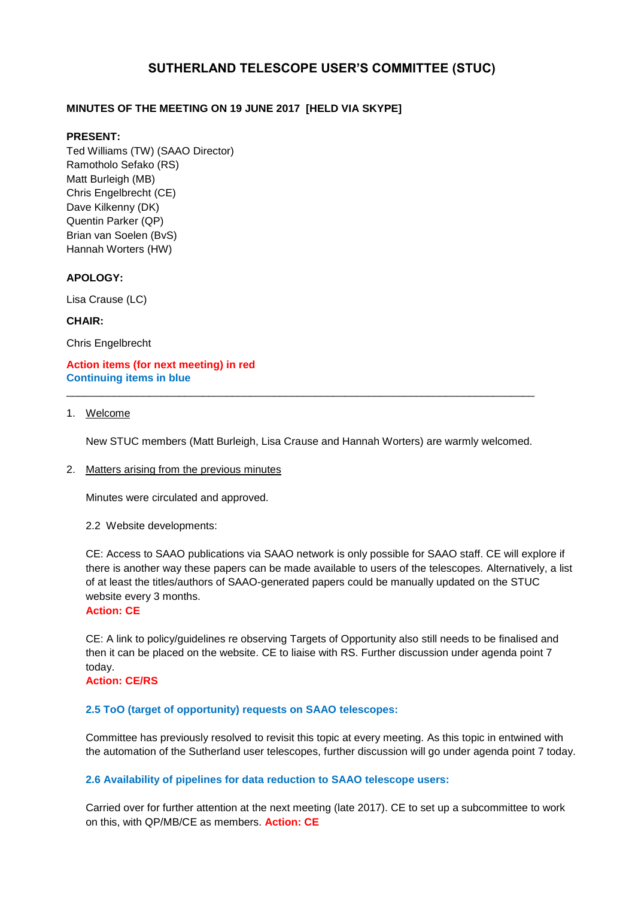# SUTHERLAND TELESCOPE USER'S COMMITTEE (STUC)

**MINUTES OF THE MEETING ON 19 JUNE 2017 [HELD VIA SKYPE]**

**PRESENT:**

Ted Williams (TW) (SAAO Director)
Ramotholo Sefako (RS)
Matt Burleigh (MB)
Chris Engelbrecht (CE)
Dave Kilkenny (DK)
Quentin Parker (QP)
Brian van Soelen (BvS)
Hannah Worters (HW)

**APOLOGY:**

Lisa Crause (LC)

**CHAIR:**

Chris Engelbrecht

**Action items (for next meeting) in red**
**Continuing items in blue**

---

1. Welcome

   New STUC members (Matt Burleigh, Lisa Crause and Hannah Worters) are warmly welcomed.

2. Matters arising from the previous minutes

   Minutes were circulated and approved.

   2.2 Website developments:

   CE: Access to SAAO publications via SAAO network is only possible for SAAO staff. CE will explore if there is another way these papers can be made available to users of the telescopes. Alternatively, a list of at least the titles/authors of SAAO-generated papers could be manually updated on the STUC website every 3 months.
   **Action: CE**

   CE: A link to policy/guidelines re observing Targets of Opportunity also still needs to be finalised and then it can be placed on the website. CE to liaise with RS. Further discussion under agenda point 7 today.
   **Action: CE/RS**

   **2.5 ToO (target of opportunity) requests on SAAO telescopes:**

   Committee has previously resolved to revisit this topic at every meeting. As this topic in entwined with the automation of the Sutherland user telescopes, further discussion will go under agenda point 7 today.

   **2.6 Availability of pipelines for data reduction to SAAO telescope users:**

   Carried over for further attention at the next meeting (late 2017). CE to set up a subcommittee to work on this, with QP/MB/CE as members. **Action: CE**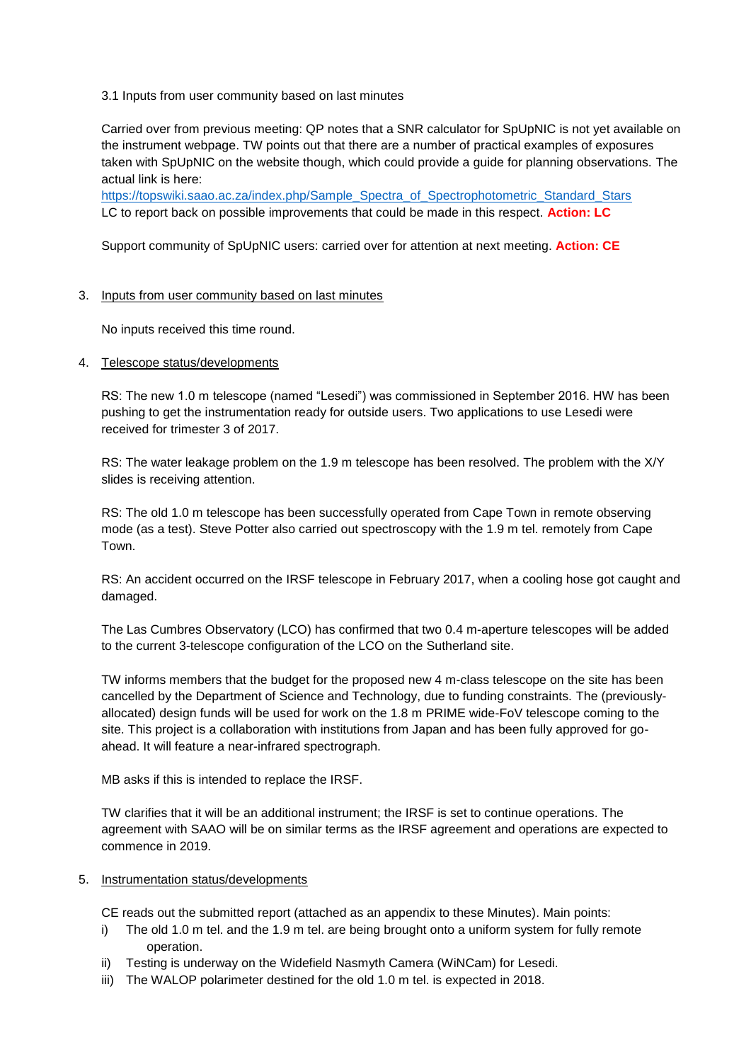3.1 Inputs from user community based on last minutes

Carried over from previous meeting: QP notes that a SNR calculator for SpUpNIC is not yet available on the instrument webpage. TW points out that there are a number of practical examples of exposures taken with SpUpNIC on the website though, which could provide a guide for planning observations. The actual link is here:
https://topswiki.saao.ac.za/index.php/Sample_Spectra_of_Spectrophotometric_Standard_Stars
LC to report back on possible improvements that could be made in this respect. **Action: LC**

Support community of SpUpNIC users: carried over for attention at next meeting. **Action: CE**

3. Inputs from user community based on last minutes

No inputs received this time round.

4. Telescope status/developments

RS: The new 1.0 m telescope (named "Lesedi") was commissioned in September 2016. HW has been pushing to get the instrumentation ready for outside users. Two applications to use Lesedi were received for trimester 3 of 2017.

RS: The water leakage problem on the 1.9 m telescope has been resolved. The problem with the X/Y slides is receiving attention.

RS: The old 1.0 m telescope has been successfully operated from Cape Town in remote observing mode (as a test). Steve Potter also carried out spectroscopy with the 1.9 m tel. remotely from Cape Town.

RS: An accident occurred on the IRSF telescope in February 2017, when a cooling hose got caught and damaged.

The Las Cumbres Observatory (LCO) has confirmed that two 0.4 m-aperture telescopes will be added to the current 3-telescope configuration of the LCO on the Sutherland site.

TW informs members that the budget for the proposed new 4 m-class telescope on the site has been cancelled by the Department of Science and Technology, due to funding constraints. The (previously-allocated) design funds will be used for work on the 1.8 m PRIME wide-FoV telescope coming to the site. This project is a collaboration with institutions from Japan and has been fully approved for go-ahead. It will feature a near-infrared spectrograph.

MB asks if this is intended to replace the IRSF.

TW clarifies that it will be an additional instrument; the IRSF is set to continue operations. The agreement with SAAO will be on similar terms as the IRSF agreement and operations are expected to commence in 2019.

5. Instrumentation status/developments

CE reads out the submitted report (attached as an appendix to these Minutes). Main points:

i) The old 1.0 m tel. and the 1.9 m tel. are being brought onto a uniform system for fully remote operation.
ii) Testing is underway on the Widefield Nasmyth Camera (WiNCam) for Lesedi.
iii) The WALOP polarimeter destined for the old 1.0 m tel. is expected in 2018.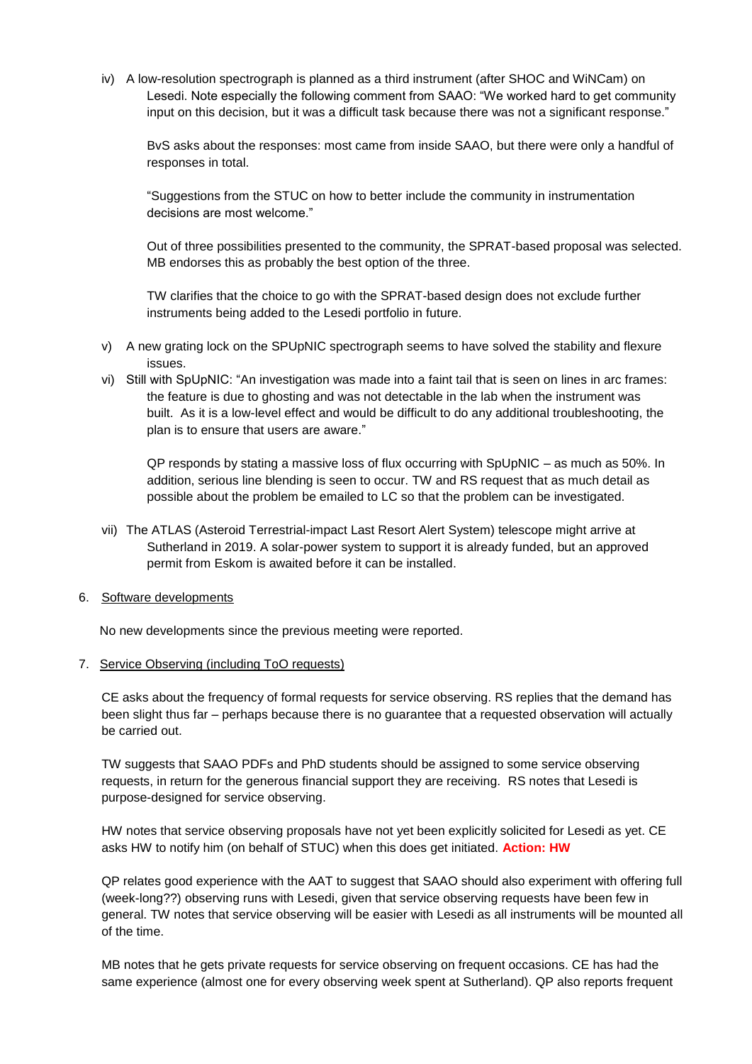iv) A low-resolution spectrograph is planned as a third instrument (after SHOC and WiNCam) on Lesedi. Note especially the following comment from SAAO: "We worked hard to get community input on this decision, but it was a difficult task because there was not a significant response."

   BvS asks about the responses: most came from inside SAAO, but there were only a handful of responses in total.

   "Suggestions from the STUC on how to better include the community in instrumentation decisions are most welcome."

   Out of three possibilities presented to the community, the SPRAT-based proposal was selected. MB endorses this as probably the best option of the three.

   TW clarifies that the choice to go with the SPRAT-based design does not exclude further instruments being added to the Lesedi portfolio in future.

v) A new grating lock on the SPUpNIC spectrograph seems to have solved the stability and flexure issues.

vi) Still with SpUpNIC: "An investigation was made into a faint tail that is seen on lines in arc frames: the feature is due to ghosting and was not detectable in the lab when the instrument was built. As it is a low-level effect and would be difficult to do any additional troubleshooting, the plan is to ensure that users are aware."

   QP responds by stating a massive loss of flux occurring with SpUpNIC – as much as 50%. In addition, serious line blending is seen to occur. TW and RS request that as much detail as possible about the problem be emailed to LC so that the problem can be investigated.

vii) The ATLAS (Asteroid Terrestrial-impact Last Resort Alert System) telescope might arrive at Sutherland in 2019. A solar-power system to support it is already funded, but an approved permit from Eskom is awaited before it can be installed.

6. Software developments

No new developments since the previous meeting were reported.

7. Service Observing (including ToO requests)

CE asks about the frequency of formal requests for service observing. RS replies that the demand has been slight thus far – perhaps because there is no guarantee that a requested observation will actually be carried out.

TW suggests that SAAO PDFs and PhD students should be assigned to some service observing requests, in return for the generous financial support they are receiving. RS notes that Lesedi is purpose-designed for service observing.

HW notes that service observing proposals have not yet been explicitly solicited for Lesedi as yet. CE asks HW to notify him (on behalf of STUC) when this does get initiated. **Action: HW**

QP relates good experience with the AAT to suggest that SAAO should also experiment with offering full (week-long??) observing runs with Lesedi, given that service observing requests have been few in general. TW notes that service observing will be easier with Lesedi as all instruments will be mounted all of the time.

MB notes that he gets private requests for service observing on frequent occasions. CE has had the same experience (almost one for every observing week spent at Sutherland). QP also reports frequent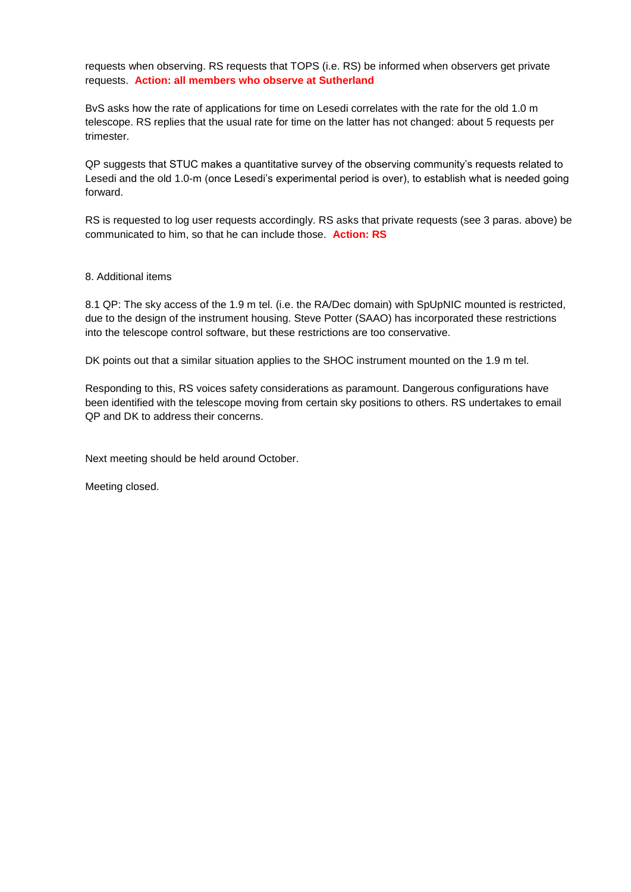requests when observing. RS requests that TOPS (i.e. RS) be informed when observers get private requests. **Action: all members who observe at Sutherland**

BvS asks how the rate of applications for time on Lesedi correlates with the rate for the old 1.0 m telescope. RS replies that the usual rate for time on the latter has not changed: about 5 requests per trimester.

QP suggests that STUC makes a quantitative survey of the observing community's requests related to Lesedi and the old 1.0-m (once Lesedi's experimental period is over), to establish what is needed going forward.

RS is requested to log user requests accordingly. RS asks that private requests (see 3 paras. above) be communicated to him, so that he can include those. **Action: RS**

8. Additional items

8.1 QP: The sky access of the 1.9 m tel. (i.e. the RA/Dec domain) with SpUpNIC mounted is restricted, due to the design of the instrument housing. Steve Potter (SAAO) has incorporated these restrictions into the telescope control software, but these restrictions are too conservative.

DK points out that a similar situation applies to the SHOC instrument mounted on the 1.9 m tel.

Responding to this, RS voices safety considerations as paramount. Dangerous configurations have been identified with the telescope moving from certain sky positions to others. RS undertakes to email QP and DK to address their concerns.

Next meeting should be held around October.

Meeting closed.